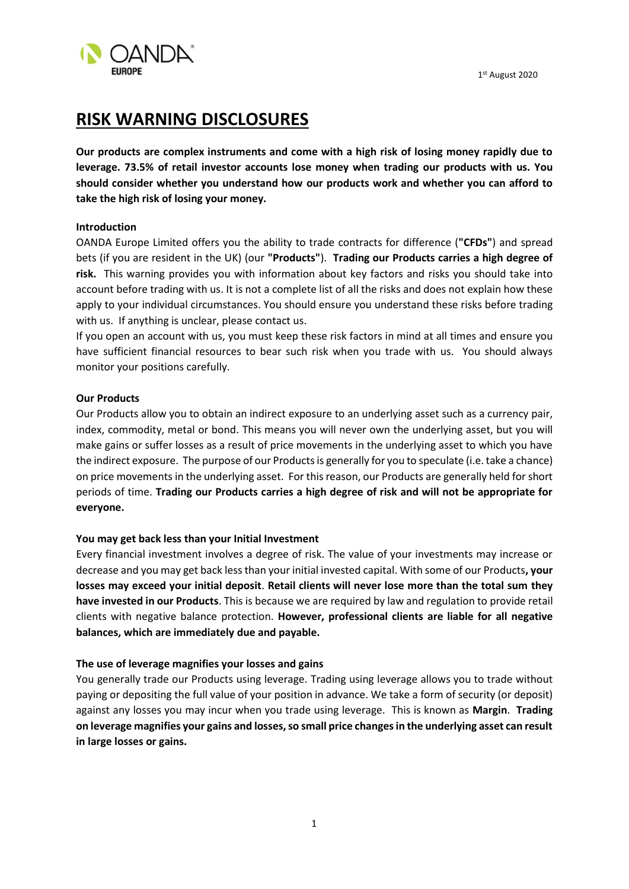1st August 2020

# RISK WARNING DISCLOSURES

**Our products are complex instruments and come with a high risk of losing money rapidly due to leverage. 73.5% of retail investor accounts lose money when trading our products with us. You should consider whether you understand how our products work and whether you can afford to take the high risk of losing your money.**

**Introduction**

OANDA Europe Limited offers you the ability to trade contracts for difference (**"CFDs"**) and spread bets (if you are resident in the UK) (our **"Products"**). **Trading our Products carries a high degree of risk.** This warning provides you with information about key factors and risks you should take into account before trading with us. It is not a complete list of all the risks and does not explain how these apply to your individual circumstances. You should ensure you understand these risks before trading with us. If anything is unclear, please contact us.

If you open an account with us, you must keep these risk factors in mind at all times and ensure you have sufficient financial resources to bear such risk when you trade with us. You should always monitor your positions carefully.

**Our Products**

Our Products allow you to obtain an indirect exposure to an underlying asset such as a currency pair, index, commodity, metal or bond. This means you will never own the underlying asset, but you will make gains or suffer losses as a result of price movements in the underlying asset to which you have the indirect exposure. The purpose of our Products is generally for you to speculate (i.e. take a chance) on price movements in the underlying asset. For this reason, our Products are generally held for short periods of time. **Trading our Products carries a high degree of risk and will not be appropriate for everyone.**

**You may get back less than your Initial Investment**

Every financial investment involves a degree of risk. The value of your investments may increase or decrease and you may get back less than your initial invested capital. With some of our Products**, your losses may exceed your initial deposit**. **Retail clients will never lose more than the total sum they have invested in our Products**. This is because we are required by law and regulation to provide retail clients with negative balance protection. **However, professional clients are liable for all negative balances, which are immediately due and payable.**

**The use of leverage magnifies your losses and gains**

You generally trade our Products using leverage. Trading using leverage allows you to trade without paying or depositing the full value of your position in advance. We take a form of security (or deposit) against any losses you may incur when you trade using leverage. This is known as **Margin**. **Trading on leverage magnifies your gains and losses, so small price changes in the underlying asset can result in large losses or gains.**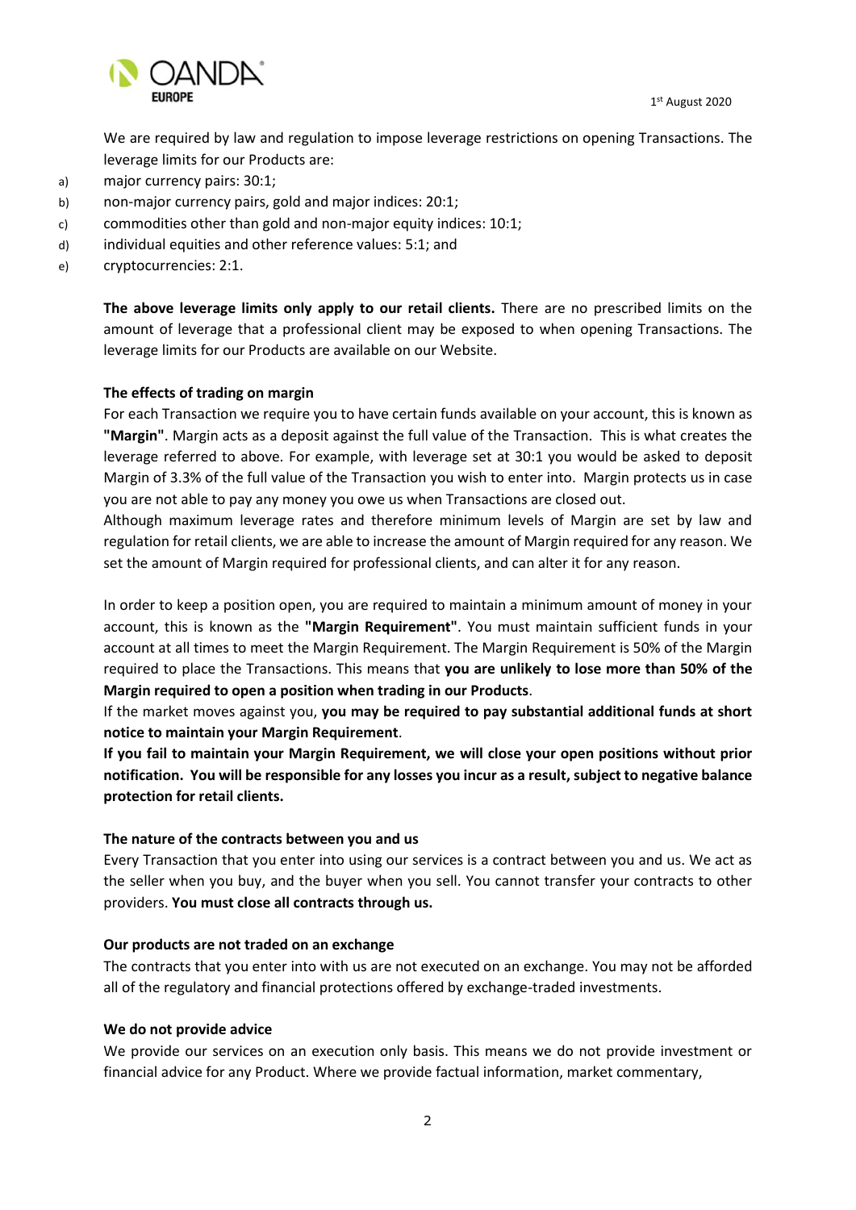We are required by law and regulation to impose leverage restrictions on opening Transactions. The leverage limits for our Products are:

a) major currency pairs: 30:1;
b) non-major currency pairs, gold and major indices: 20:1;
c) commodities other than gold and non-major equity indices: 10:1;
d) individual equities and other reference values: 5:1; and
e) cryptocurrencies: 2:1.

**The above leverage limits only apply to our retail clients.** There are no prescribed limits on the amount of leverage that a professional client may be exposed to when opening Transactions. The leverage limits for our Products are available on our Website.

**The effects of trading on margin**

For each Transaction we require you to have certain funds available on your account, this is known as **"Margin"**. Margin acts as a deposit against the full value of the Transaction. This is what creates the leverage referred to above. For example, with leverage set at 30:1 you would be asked to deposit Margin of 3.3% of the full value of the Transaction you wish to enter into. Margin protects us in case you are not able to pay any money you owe us when Transactions are closed out.

Although maximum leverage rates and therefore minimum levels of Margin are set by law and regulation for retail clients, we are able to increase the amount of Margin required for any reason. We set the amount of Margin required for professional clients, and can alter it for any reason.

In order to keep a position open, you are required to maintain a minimum amount of money in your account, this is known as the **"Margin Requirement"**. You must maintain sufficient funds in your account at all times to meet the Margin Requirement. The Margin Requirement is 50% of the Margin required to place the Transactions. This means that **you are unlikely to lose more than 50% of the Margin required to open a position when trading in our Products**.

If the market moves against you, **you may be required to pay substantial additional funds at short notice to maintain your Margin Requirement**.

**If you fail to maintain your Margin Requirement, we will close your open positions without prior notification. You will be responsible for any losses you incur as a result, subject to negative balance protection for retail clients.**

**The nature of the contracts between you and us**

Every Transaction that you enter into using our services is a contract between you and us. We act as the seller when you buy, and the buyer when you sell. You cannot transfer your contracts to other providers. **You must close all contracts through us.**

**Our products are not traded on an exchange**

The contracts that you enter into with us are not executed on an exchange. You may not be afforded all of the regulatory and financial protections offered by exchange-traded investments.

**We do not provide advice**

We provide our services on an execution only basis. This means we do not provide investment or financial advice for any Product. Where we provide factual information, market commentary,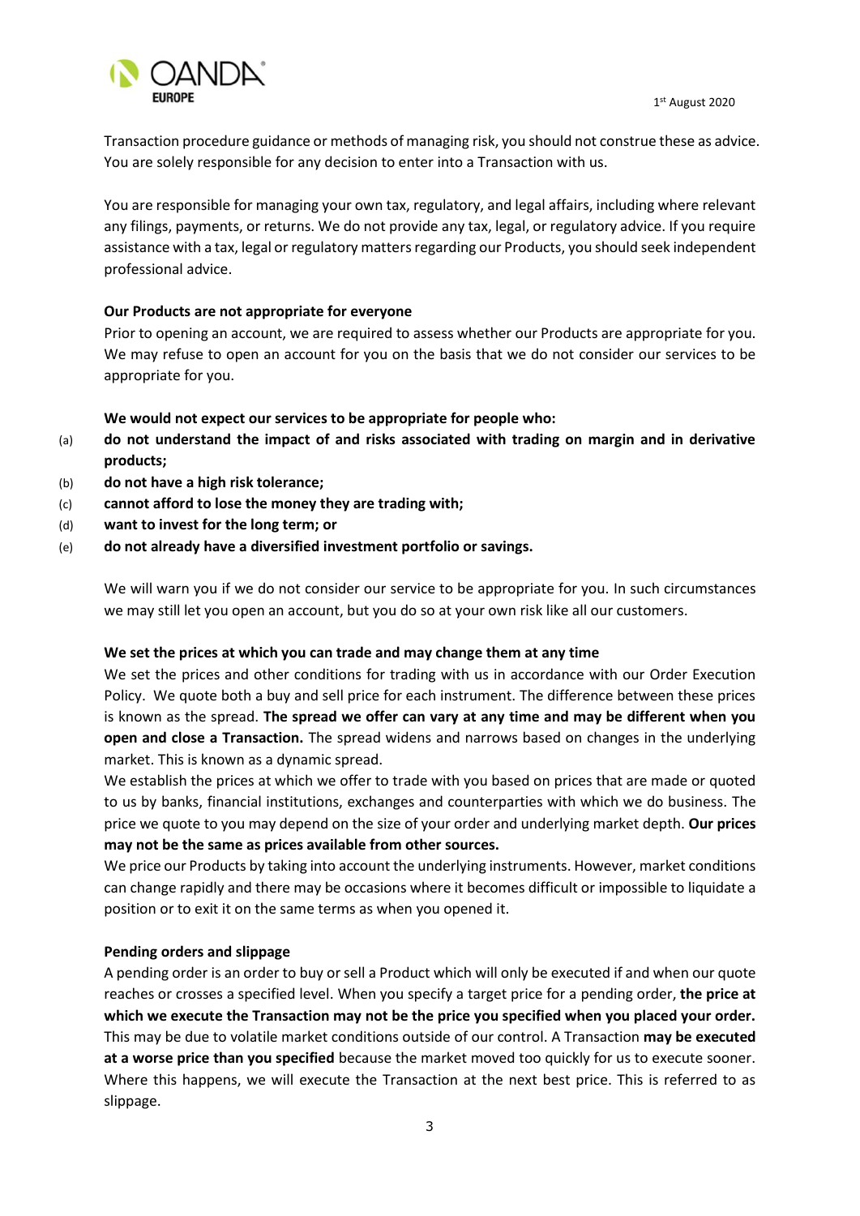Transaction procedure guidance or methods of managing risk, you should not construe these as advice. You are solely responsible for any decision to enter into a Transaction with us.

You are responsible for managing your own tax, regulatory, and legal affairs, including where relevant any filings, payments, or returns. We do not provide any tax, legal, or regulatory advice. If you require assistance with a tax, legal or regulatory matters regarding our Products, you should seek independent professional advice.

**Our Products are not appropriate for everyone**

Prior to opening an account, we are required to assess whether our Products are appropriate for you. We may refuse to open an account for you on the basis that we do not consider our services to be appropriate for you.

**We would not expect our services to be appropriate for people who:**

(a) **do not understand the impact of and risks associated with trading on margin and in derivative products;**

(b) **do not have a high risk tolerance;**

(c) **cannot afford to lose the money they are trading with;**

(d) **want to invest for the long term; or**

(e) **do not already have a diversified investment portfolio or savings.**

We will warn you if we do not consider our service to be appropriate for you. In such circumstances we may still let you open an account, but you do so at your own risk like all our customers.

**We set the prices at which you can trade and may change them at any time**

We set the prices and other conditions for trading with us in accordance with our Order Execution Policy. We quote both a buy and sell price for each instrument. The difference between these prices is known as the spread. **The spread we offer can vary at any time and may be different when you open and close a Transaction.** The spread widens and narrows based on changes in the underlying market. This is known as a dynamic spread.

We establish the prices at which we offer to trade with you based on prices that are made or quoted to us by banks, financial institutions, exchanges and counterparties with which we do business. The price we quote to you may depend on the size of your order and underlying market depth. **Our prices may not be the same as prices available from other sources.**

We price our Products by taking into account the underlying instruments. However, market conditions can change rapidly and there may be occasions where it becomes difficult or impossible to liquidate a position or to exit it on the same terms as when you opened it.

**Pending orders and slippage**

A pending order is an order to buy or sell a Product which will only be executed if and when our quote reaches or crosses a specified level. When you specify a target price for a pending order, **the price at which we execute the Transaction may not be the price you specified when you placed your order.** This may be due to volatile market conditions outside of our control. A Transaction **may be executed at a worse price than you specified** because the market moved too quickly for us to execute sooner. Where this happens, we will execute the Transaction at the next best price. This is referred to as slippage.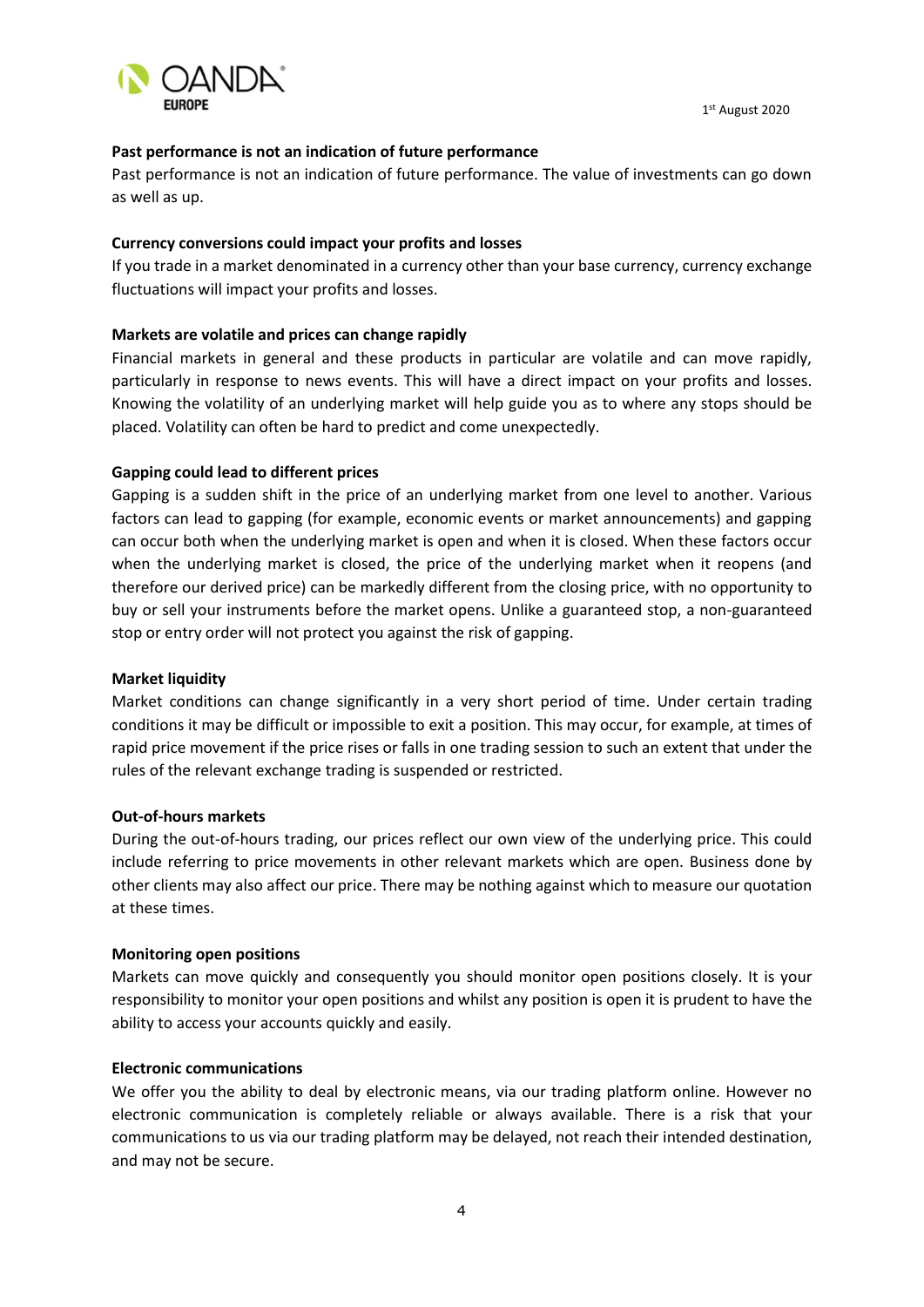**Past performance is not an indication of future performance**

Past performance is not an indication of future performance. The value of investments can go down as well as up.

**Currency conversions could impact your profits and losses**

If you trade in a market denominated in a currency other than your base currency, currency exchange fluctuations will impact your profits and losses.

**Markets are volatile and prices can change rapidly**

Financial markets in general and these products in particular are volatile and can move rapidly, particularly in response to news events. This will have a direct impact on your profits and losses. Knowing the volatility of an underlying market will help guide you as to where any stops should be placed. Volatility can often be hard to predict and come unexpectedly.

**Gapping could lead to different prices**

Gapping is a sudden shift in the price of an underlying market from one level to another. Various factors can lead to gapping (for example, economic events or market announcements) and gapping can occur both when the underlying market is open and when it is closed. When these factors occur when the underlying market is closed, the price of the underlying market when it reopens (and therefore our derived price) can be markedly different from the closing price, with no opportunity to buy or sell your instruments before the market opens. Unlike a guaranteed stop, a non-guaranteed stop or entry order will not protect you against the risk of gapping.

**Market liquidity**

Market conditions can change significantly in a very short period of time. Under certain trading conditions it may be difficult or impossible to exit a position. This may occur, for example, at times of rapid price movement if the price rises or falls in one trading session to such an extent that under the rules of the relevant exchange trading is suspended or restricted.

**Out-of-hours markets**

During the out-of-hours trading, our prices reflect our own view of the underlying price. This could include referring to price movements in other relevant markets which are open. Business done by other clients may also affect our price. There may be nothing against which to measure our quotation at these times.

**Monitoring open positions**

Markets can move quickly and consequently you should monitor open positions closely. It is your responsibility to monitor your open positions and whilst any position is open it is prudent to have the ability to access your accounts quickly and easily.

**Electronic communications**

We offer you the ability to deal by electronic means, via our trading platform online. However no electronic communication is completely reliable or always available. There is a risk that your communications to us via our trading platform may be delayed, not reach their intended destination, and may not be secure.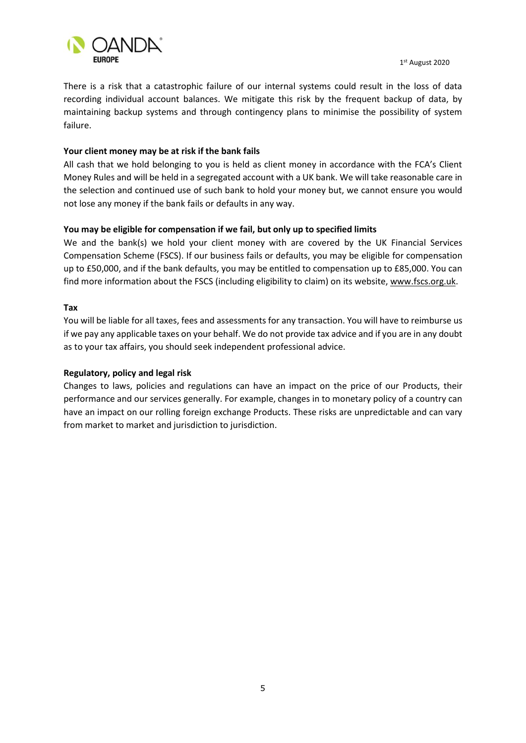There is a risk that a catastrophic failure of our internal systems could result in the loss of data recording individual account balances. We mitigate this risk by the frequent backup of data, by maintaining backup systems and through contingency plans to minimise the possibility of system failure.

**Your client money may be at risk if the bank fails**

All cash that we hold belonging to you is held as client money in accordance with the FCA's Client Money Rules and will be held in a segregated account with a UK bank. We will take reasonable care in the selection and continued use of such bank to hold your money but, we cannot ensure you would not lose any money if the bank fails or defaults in any way.

**You may be eligible for compensation if we fail, but only up to specified limits**

We and the bank(s) we hold your client money with are covered by the UK Financial Services Compensation Scheme (FSCS). If our business fails or defaults, you may be eligible for compensation up to £50,000, and if the bank defaults, you may be entitled to compensation up to £85,000. You can find more information about the FSCS (including eligibility to claim) on its website, www.fscs.org.uk.

**Tax**

You will be liable for all taxes, fees and assessments for any transaction. You will have to reimburse us if we pay any applicable taxes on your behalf. We do not provide tax advice and if you are in any doubt as to your tax affairs, you should seek independent professional advice.

**Regulatory, policy and legal risk**

Changes to laws, policies and regulations can have an impact on the price of our Products, their performance and our services generally. For example, changes in to monetary policy of a country can have an impact on our rolling foreign exchange Products. These risks are unpredictable and can vary from market to market and jurisdiction to jurisdiction.